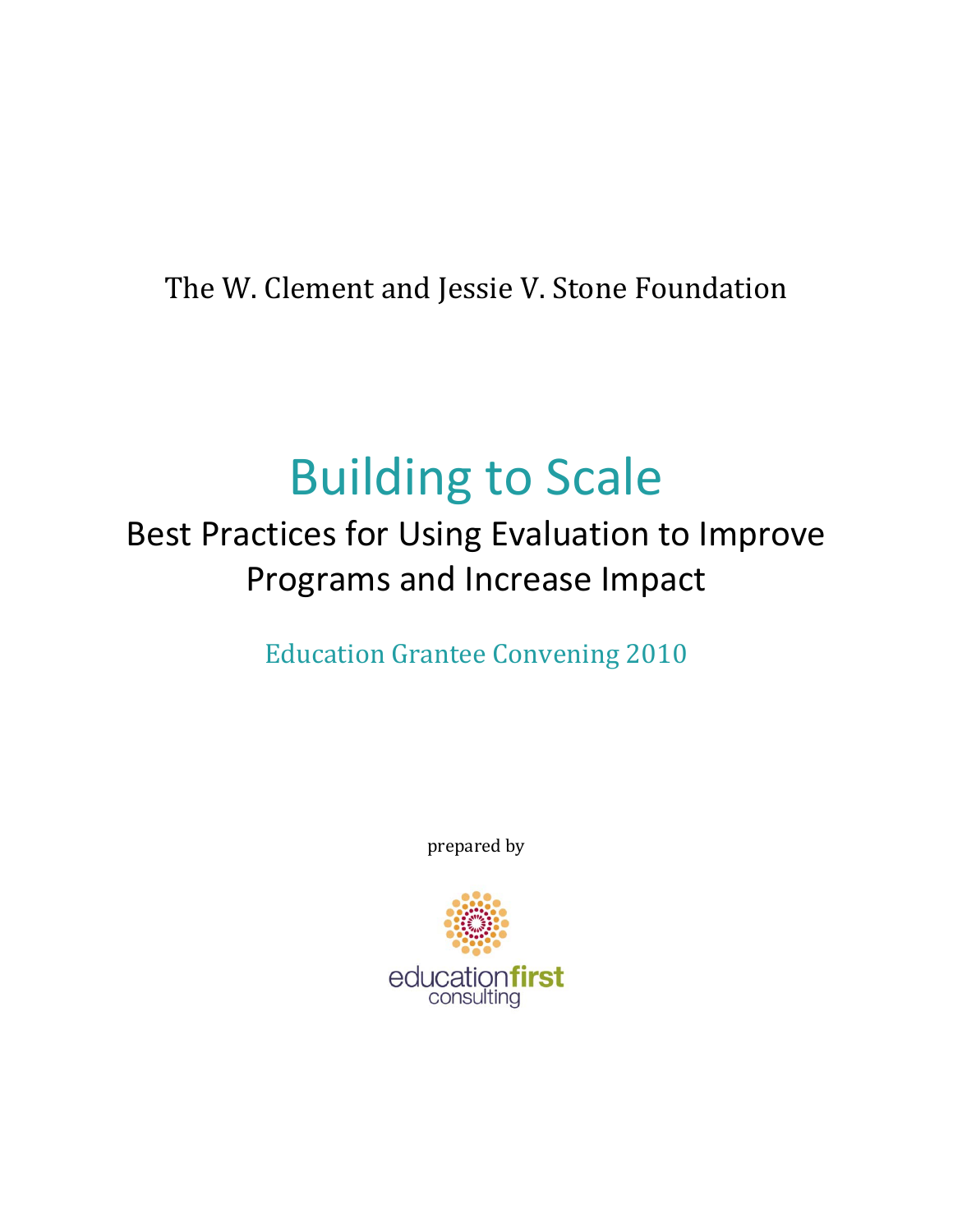The W. Clement and Jessie V. Stone Foundation

# Building to Scale

## Best Practices for Using Evaluation to Improve Programs and Increase Impact

Education Grantee Convening 2010

prepared by

education**first**
consulting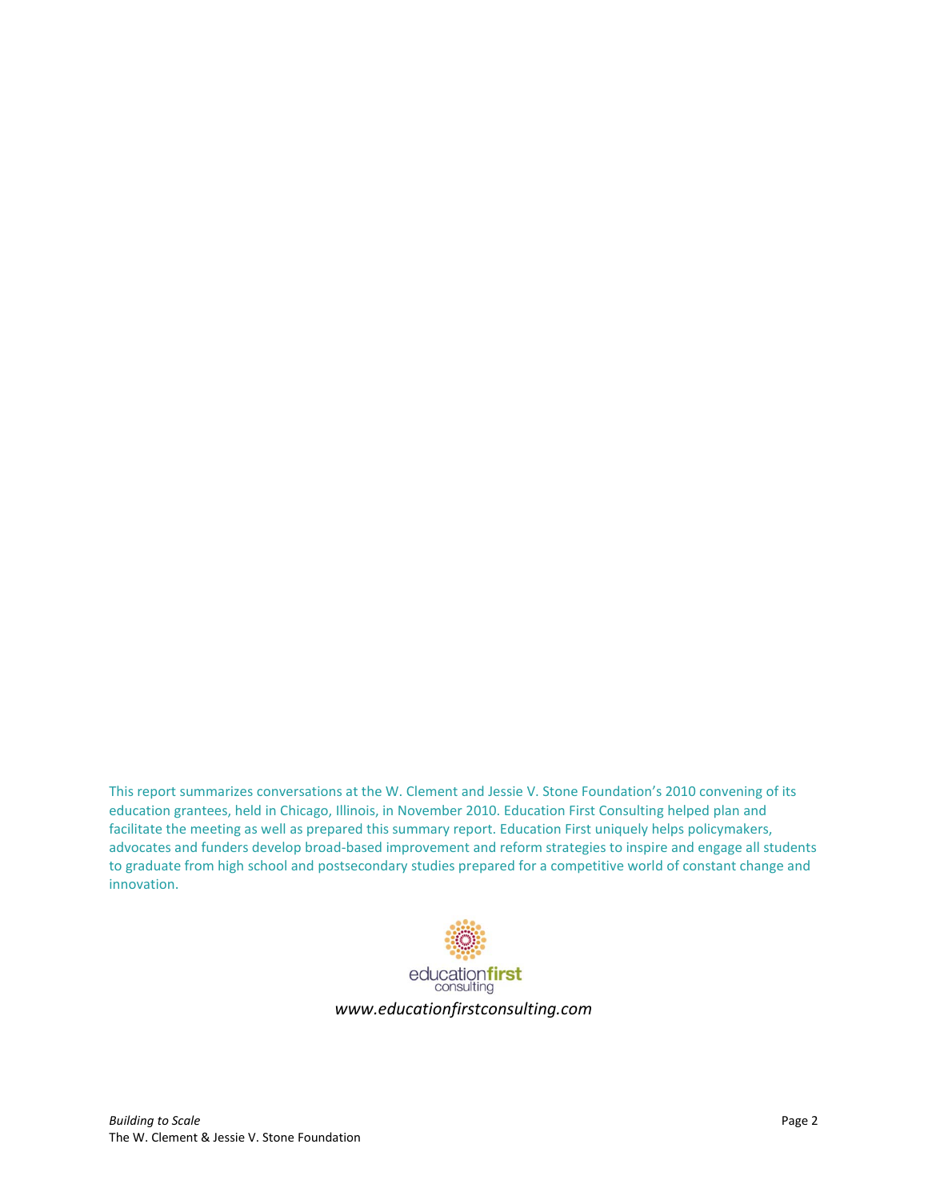This report summarizes conversations at the W. Clement and Jessie V. Stone Foundation's 2010 convening of its education grantees, held in Chicago, Illinois, in November 2010. Education First Consulting helped plan and facilitate the meeting as well as prepared this summary report. Education First uniquely helps policymakers, advocates and funders develop broad-based improvement and reform strategies to inspire and engage all students to graduate from high school and postsecondary studies prepared for a competitive world of constant change and innovation.

education**first** consulting

*www.educationfirstconsulting.com*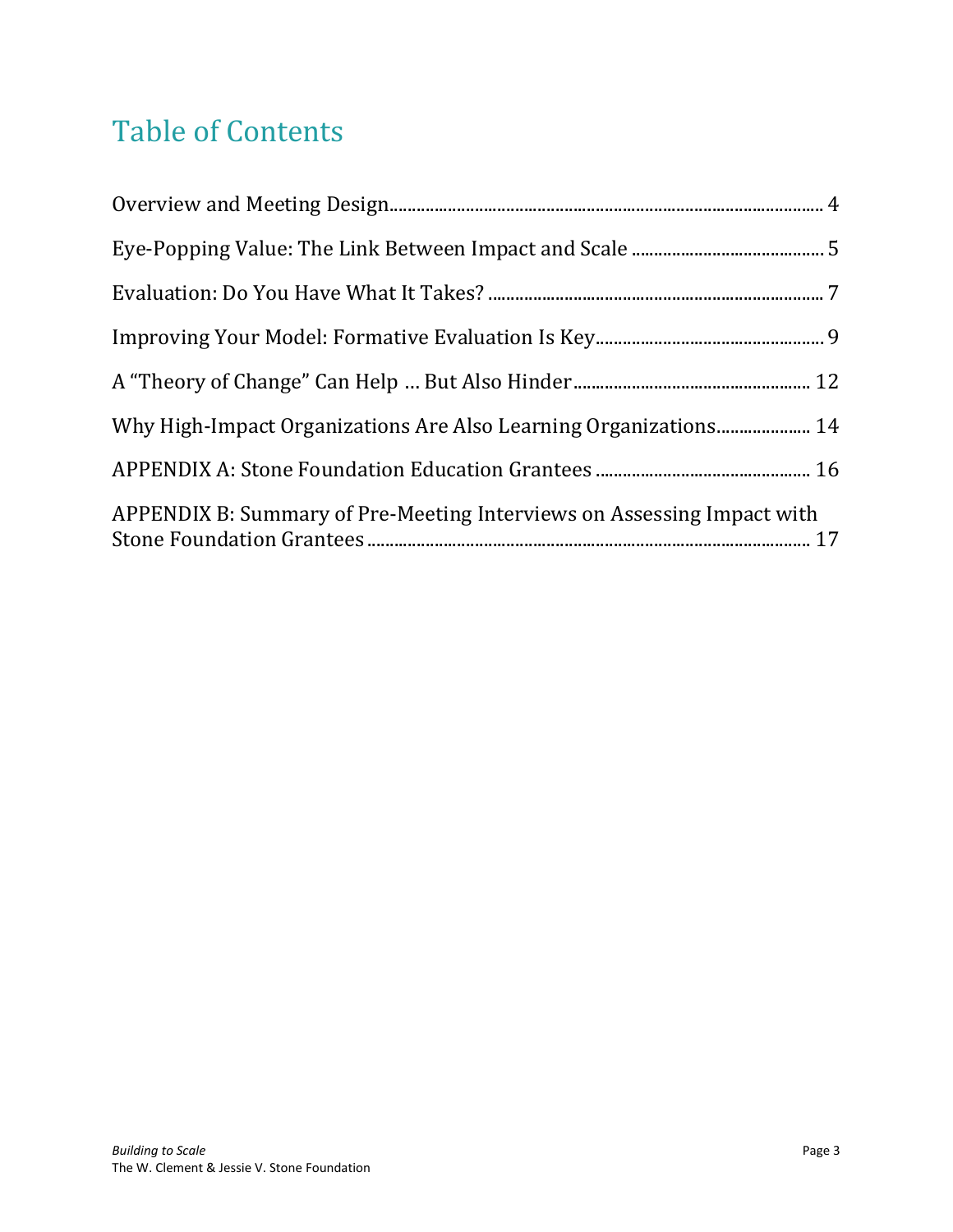# Table of Contents

Overview and Meeting Design ........ 4

Eye-Popping Value: The Link Between Impact and Scale ........ 5

Evaluation: Do You Have What It Takes? ........ 7

Improving Your Model: Formative Evaluation Is Key ........ 9

A "Theory of Change" Can Help … But Also Hinder ........ 12

Why High-Impact Organizations Are Also Learning Organizations ........ 14

APPENDIX A: Stone Foundation Education Grantees ........ 16

APPENDIX B: Summary of Pre-Meeting Interviews on Assessing Impact with Stone Foundation Grantees ........ 17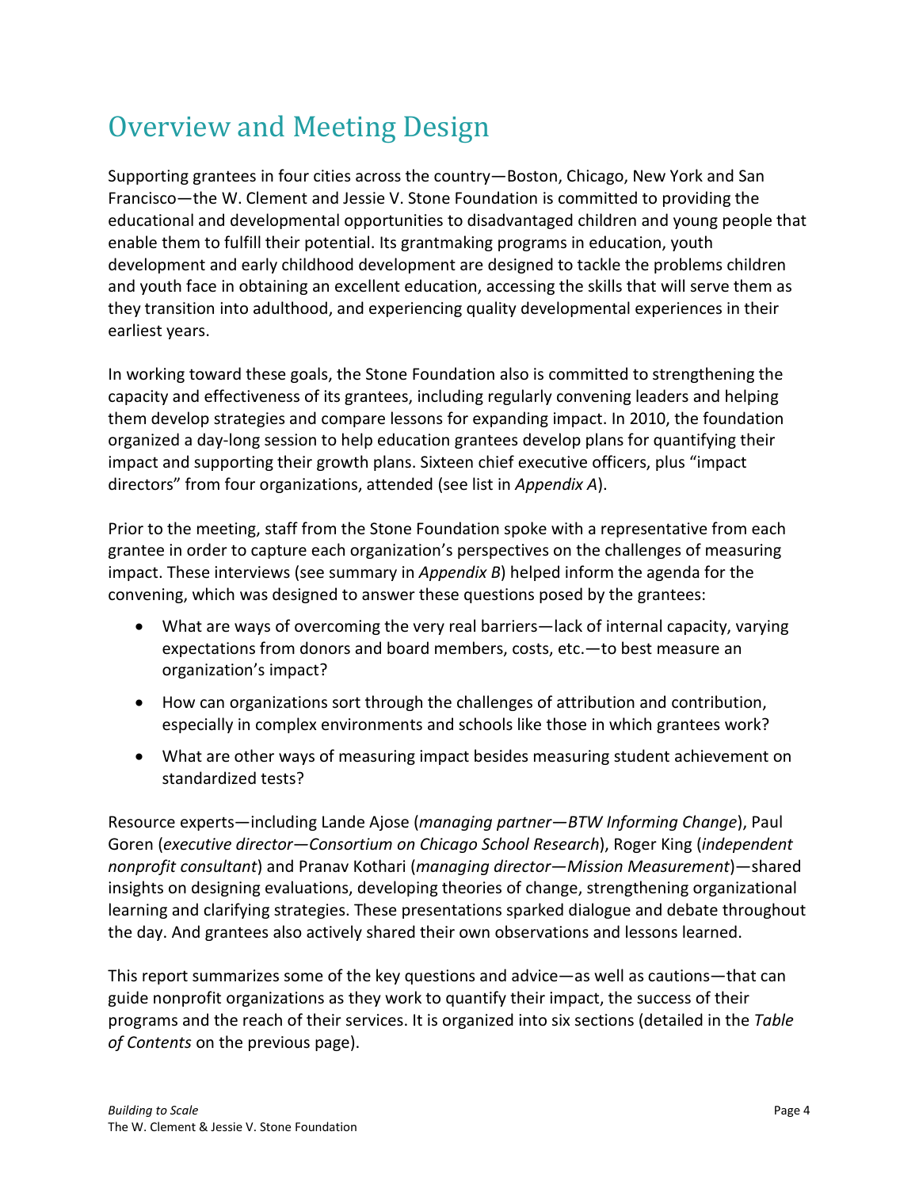# Overview and Meeting Design

Supporting grantees in four cities across the country—Boston, Chicago, New York and San Francisco—the W. Clement and Jessie V. Stone Foundation is committed to providing the educational and developmental opportunities to disadvantaged children and young people that enable them to fulfill their potential. Its grantmaking programs in education, youth development and early childhood development are designed to tackle the problems children and youth face in obtaining an excellent education, accessing the skills that will serve them as they transition into adulthood, and experiencing quality developmental experiences in their earliest years.

In working toward these goals, the Stone Foundation also is committed to strengthening the capacity and effectiveness of its grantees, including regularly convening leaders and helping them develop strategies and compare lessons for expanding impact. In 2010, the foundation organized a day-long session to help education grantees develop plans for quantifying their impact and supporting their growth plans. Sixteen chief executive officers, plus "impact directors" from four organizations, attended (see list in *Appendix A*).

Prior to the meeting, staff from the Stone Foundation spoke with a representative from each grantee in order to capture each organization's perspectives on the challenges of measuring impact. These interviews (see summary in *Appendix B*) helped inform the agenda for the convening, which was designed to answer these questions posed by the grantees:

- What are ways of overcoming the very real barriers—lack of internal capacity, varying expectations from donors and board members, costs, etc.—to best measure an organization's impact?
- How can organizations sort through the challenges of attribution and contribution, especially in complex environments and schools like those in which grantees work?
- What are other ways of measuring impact besides measuring student achievement on standardized tests?

Resource experts—including Lande Ajose (*managing partner—BTW Informing Change*), Paul Goren (*executive director—Consortium on Chicago School Research*), Roger King (*independent nonprofit consultant*) and Pranav Kothari (*managing director—Mission Measurement*)—shared insights on designing evaluations, developing theories of change, strengthening organizational learning and clarifying strategies. These presentations sparked dialogue and debate throughout the day. And grantees also actively shared their own observations and lessons learned.

This report summarizes some of the key questions and advice—as well as cautions—that can guide nonprofit organizations as they work to quantify their impact, the success of their programs and the reach of their services. It is organized into six sections (detailed in the *Table of Contents* on the previous page).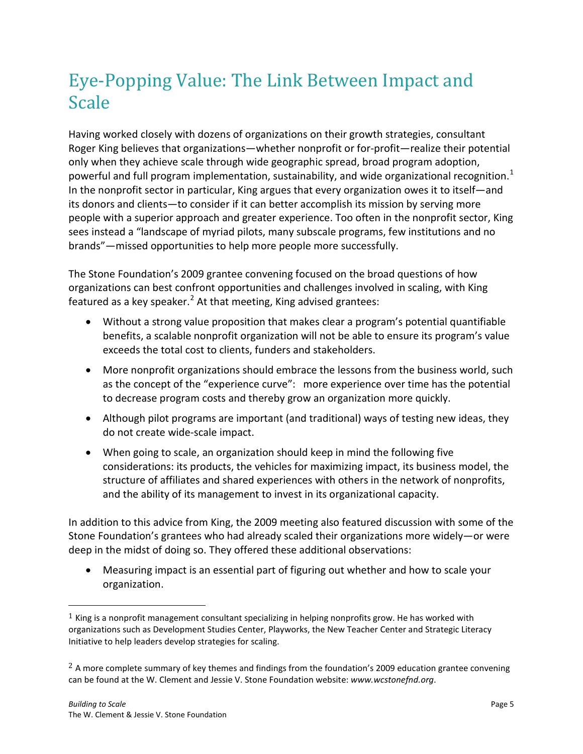# Eye-Popping Value: The Link Between Impact and Scale

Having worked closely with dozens of organizations on their growth strategies, consultant Roger King believes that organizations—whether nonprofit or for-profit—realize their potential only when they achieve scale through wide geographic spread, broad program adoption, powerful and full program implementation, sustainability, and wide organizational recognition.[1] In the nonprofit sector in particular, King argues that every organization owes it to itself—and its donors and clients—to consider if it can better accomplish its mission by serving more people with a superior approach and greater experience. Too often in the nonprofit sector, King sees instead a "landscape of myriad pilots, many subscale programs, few institutions and no brands"—missed opportunities to help more people more successfully.

The Stone Foundation's 2009 grantee convening focused on the broad questions of how organizations can best confront opportunities and challenges involved in scaling, with King featured as a key speaker.[2] At that meeting, King advised grantees:

- Without a strong value proposition that makes clear a program's potential quantifiable benefits, a scalable nonprofit organization will not be able to ensure its program's value exceeds the total cost to clients, funders and stakeholders.
- More nonprofit organizations should embrace the lessons from the business world, such as the concept of the "experience curve": more experience over time has the potential to decrease program costs and thereby grow an organization more quickly.
- Although pilot programs are important (and traditional) ways of testing new ideas, they do not create wide-scale impact.
- When going to scale, an organization should keep in mind the following five considerations: its products, the vehicles for maximizing impact, its business model, the structure of affiliates and shared experiences with others in the network of nonprofits, and the ability of its management to invest in its organizational capacity.

In addition to this advice from King, the 2009 meeting also featured discussion with some of the Stone Foundation's grantees who had already scaled their organizations more widely—or were deep in the midst of doing so. They offered these additional observations:

- Measuring impact is an essential part of figuring out whether and how to scale your organization.

---

[1] King is a nonprofit management consultant specializing in helping nonprofits grow. He has worked with organizations such as Development Studies Center, Playworks, the New Teacher Center and Strategic Literacy Initiative to help leaders develop strategies for scaling.

[2] A more complete summary of key themes and findings from the foundation's 2009 education grantee convening can be found at the W. Clement and Jessie V. Stone Foundation website: *www.wcstonefnd.org*.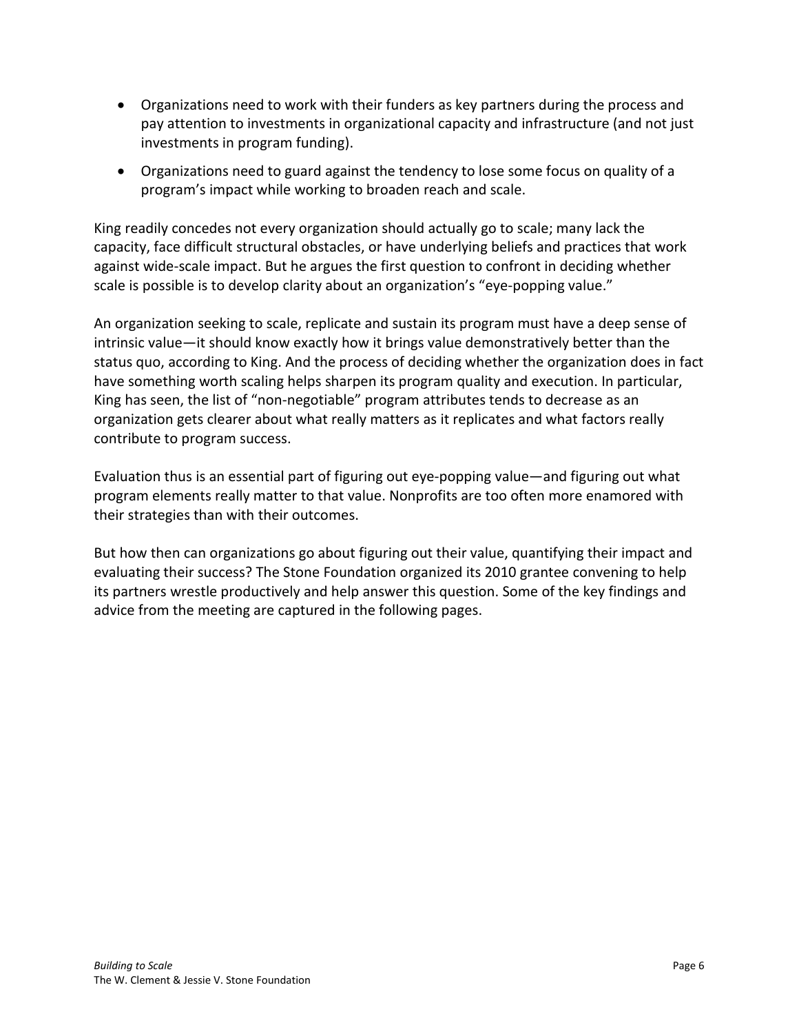- Organizations need to work with their funders as key partners during the process and pay attention to investments in organizational capacity and infrastructure (and not just investments in program funding).
- Organizations need to guard against the tendency to lose some focus on quality of a program's impact while working to broaden reach and scale.

King readily concedes not every organization should actually go to scale; many lack the capacity, face difficult structural obstacles, or have underlying beliefs and practices that work against wide-scale impact. But he argues the first question to confront in deciding whether scale is possible is to develop clarity about an organization's "eye-popping value."

An organization seeking to scale, replicate and sustain its program must have a deep sense of intrinsic value—it should know exactly how it brings value demonstratively better than the status quo, according to King. And the process of deciding whether the organization does in fact have something worth scaling helps sharpen its program quality and execution. In particular, King has seen, the list of "non-negotiable" program attributes tends to decrease as an organization gets clearer about what really matters as it replicates and what factors really contribute to program success.

Evaluation thus is an essential part of figuring out eye-popping value—and figuring out what program elements really matter to that value. Nonprofits are too often more enamored with their strategies than with their outcomes.

But how then can organizations go about figuring out their value, quantifying their impact and evaluating their success? The Stone Foundation organized its 2010 grantee convening to help its partners wrestle productively and help answer this question. Some of the key findings and advice from the meeting are captured in the following pages.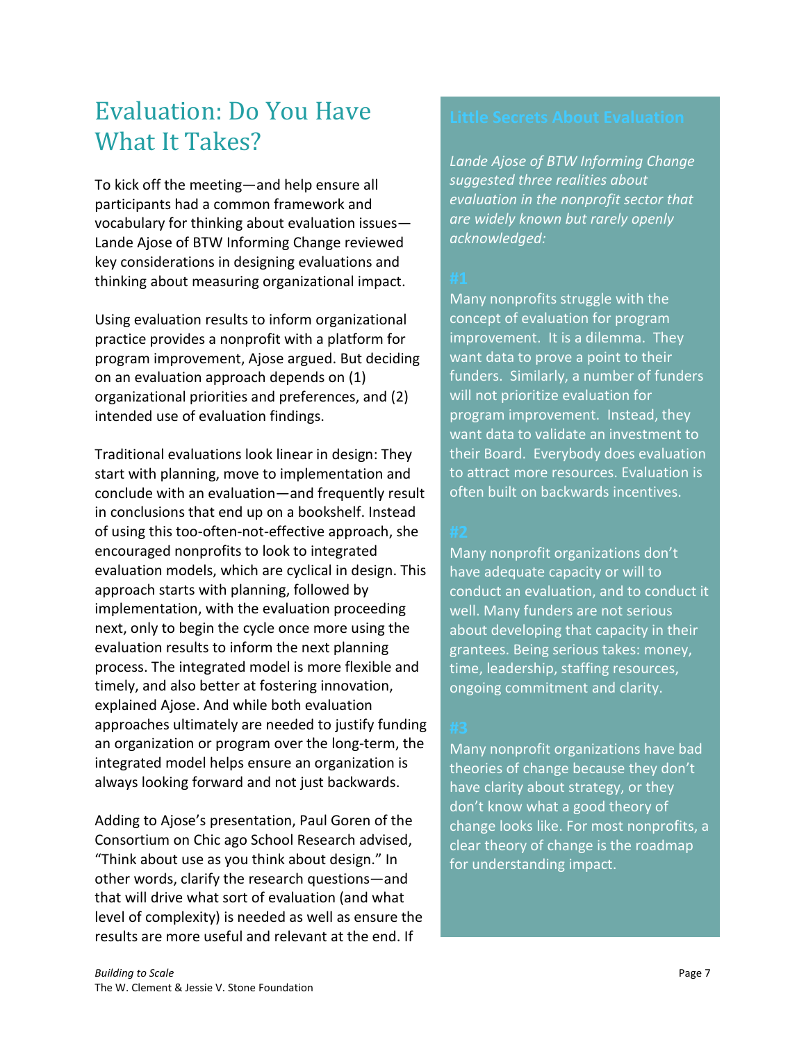# Evaluation: Do You Have What It Takes?

To kick off the meeting—and help ensure all participants had a common framework and vocabulary for thinking about evaluation issues—Lande Ajose of BTW Informing Change reviewed key considerations in designing evaluations and thinking about measuring organizational impact.

Using evaluation results to inform organizational practice provides a nonprofit with a platform for program improvement, Ajose argued. But deciding on an evaluation approach depends on (1) organizational priorities and preferences, and (2) intended use of evaluation findings.

Traditional evaluations look linear in design: They start with planning, move to implementation and conclude with an evaluation—and frequently result in conclusions that end up on a bookshelf. Instead of using this too-often-not-effective approach, she encouraged nonprofits to look to integrated evaluation models, which are cyclical in design. This approach starts with planning, followed by implementation, with the evaluation proceeding next, only to begin the cycle once more using the evaluation results to inform the next planning process. The integrated model is more flexible and timely, and also better at fostering innovation, explained Ajose. And while both evaluation approaches ultimately are needed to justify funding an organization or program over the long-term, the integrated model helps ensure an organization is always looking forward and not just backwards.

Adding to Ajose's presentation, Paul Goren of the Consortium on Chic ago School Research advised, "Think about use as you think about design." In other words, clarify the research questions—and that will drive what sort of evaluation (and what level of complexity) is needed as well as ensure the results are more useful and relevant at the end. If

## Little Secrets About Evaluation

*Lande Ajose of BTW Informing Change suggested three realities about evaluation in the nonprofit sector that are widely known but rarely openly acknowledged:*

### #1

Many nonprofits struggle with the concept of evaluation for program improvement. It is a dilemma. They want data to prove a point to their funders. Similarly, a number of funders will not prioritize evaluation for program improvement. Instead, they want data to validate an investment to their Board. Everybody does evaluation to attract more resources. Evaluation is often built on backwards incentives.

### #2

Many nonprofit organizations don't have adequate capacity or will to conduct an evaluation, and to conduct it well. Many funders are not serious about developing that capacity in their grantees. Being serious takes: money, time, leadership, staffing resources, ongoing commitment and clarity.

### #3

Many nonprofit organizations have bad theories of change because they don't have clarity about strategy, or they don't know what a good theory of change looks like. For most nonprofits, a clear theory of change is the roadmap for understanding impact.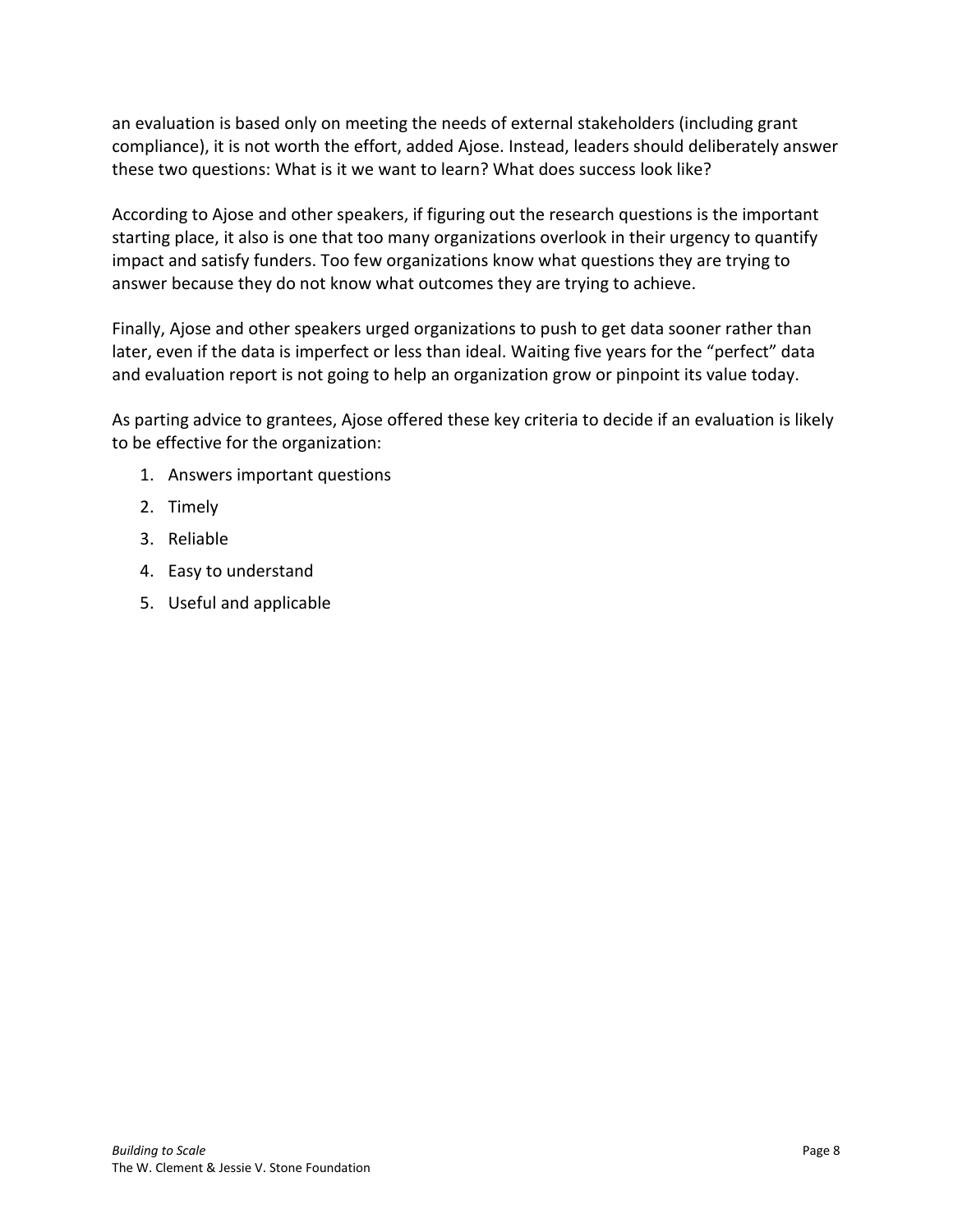an evaluation is based only on meeting the needs of external stakeholders (including grant compliance), it is not worth the effort, added Ajose. Instead, leaders should deliberately answer these two questions: What is it we want to learn? What does success look like?

According to Ajose and other speakers, if figuring out the research questions is the important starting place, it also is one that too many organizations overlook in their urgency to quantify impact and satisfy funders. Too few organizations know what questions they are trying to answer because they do not know what outcomes they are trying to achieve.

Finally, Ajose and other speakers urged organizations to push to get data sooner rather than later, even if the data is imperfect or less than ideal. Waiting five years for the "perfect" data and evaluation report is not going to help an organization grow or pinpoint its value today.

As parting advice to grantees, Ajose offered these key criteria to decide if an evaluation is likely to be effective for the organization:

1. Answers important questions
2. Timely
3. Reliable
4. Easy to understand
5. Useful and applicable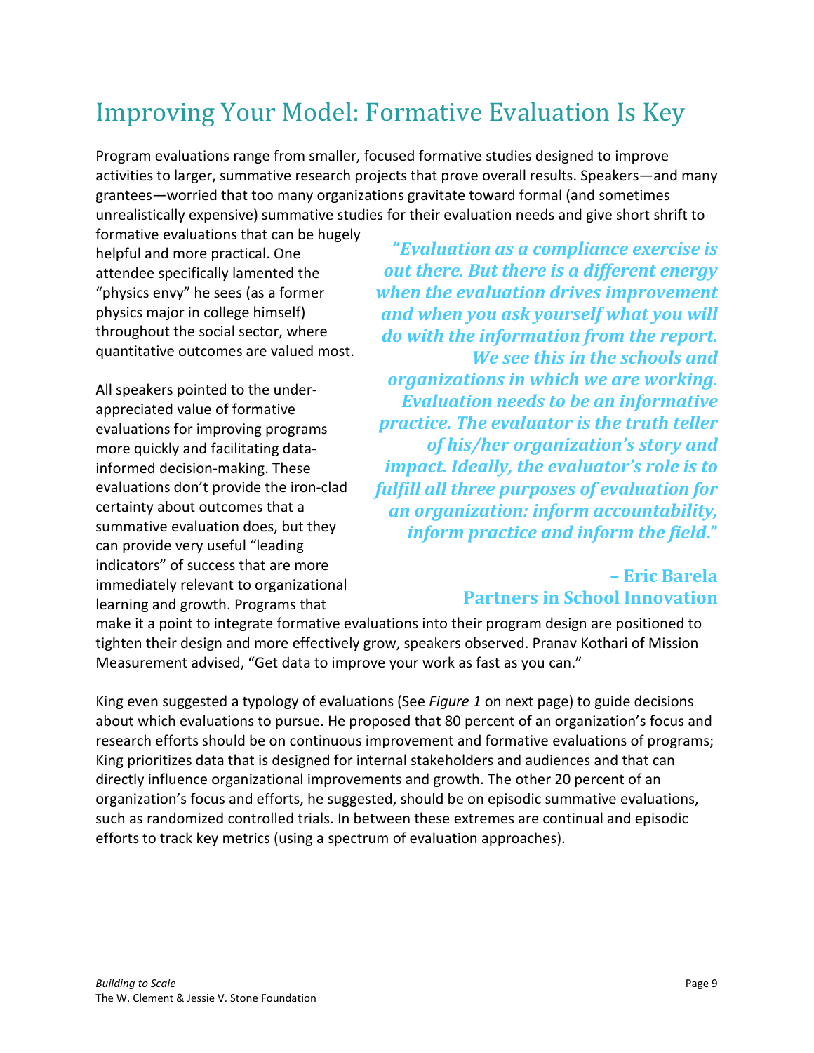# Improving Your Model: Formative Evaluation Is Key

Program evaluations range from smaller, focused formative studies designed to improve activities to larger, summative research projects that prove overall results. Speakers—and many grantees—worried that too many organizations gravitate toward formal (and sometimes unrealistically expensive) summative studies for their evaluation needs and give short shrift to formative evaluations that can be hugely helpful and more practical. One attendee specifically lamented the "physics envy" he sees (as a former physics major in college himself) throughout the social sector, where quantitative outcomes are valued most.

> ***"Evaluation as a compliance exercise is out there. But there is a different energy when the evaluation drives improvement and when you ask yourself what you will do with the information from the report. We see this in the schools and organizations in which we are working. Evaluation needs to be an informative practice. The evaluator is the truth teller of his/her organization's story and impact. Ideally, the evaluator's role is to fulfill all three purposes of evaluation for an organization: inform accountability, inform practice and inform the field."***
>
> **– Eric Barela**
> **Partners in School Innovation**

All speakers pointed to the under-appreciated value of formative evaluations for improving programs more quickly and facilitating data-informed decision-making. These evaluations don't provide the iron-clad certainty about outcomes that a summative evaluation does, but they can provide very useful "leading indicators" of success that are more immediately relevant to organizational learning and growth. Programs that make it a point to integrate formative evaluations into their program design are positioned to tighten their design and more effectively grow, speakers observed. Pranav Kothari of Mission Measurement advised, "Get data to improve your work as fast as you can."

King even suggested a typology of evaluations (See *Figure 1* on next page) to guide decisions about which evaluations to pursue. He proposed that 80 percent of an organization's focus and research efforts should be on continuous improvement and formative evaluations of programs; King prioritizes data that is designed for internal stakeholders and audiences and that can directly influence organizational improvements and growth. The other 20 percent of an organization's focus and efforts, he suggested, should be on episodic summative evaluations, such as randomized controlled trials. In between these extremes are continual and episodic efforts to track key metrics (using a spectrum of evaluation approaches).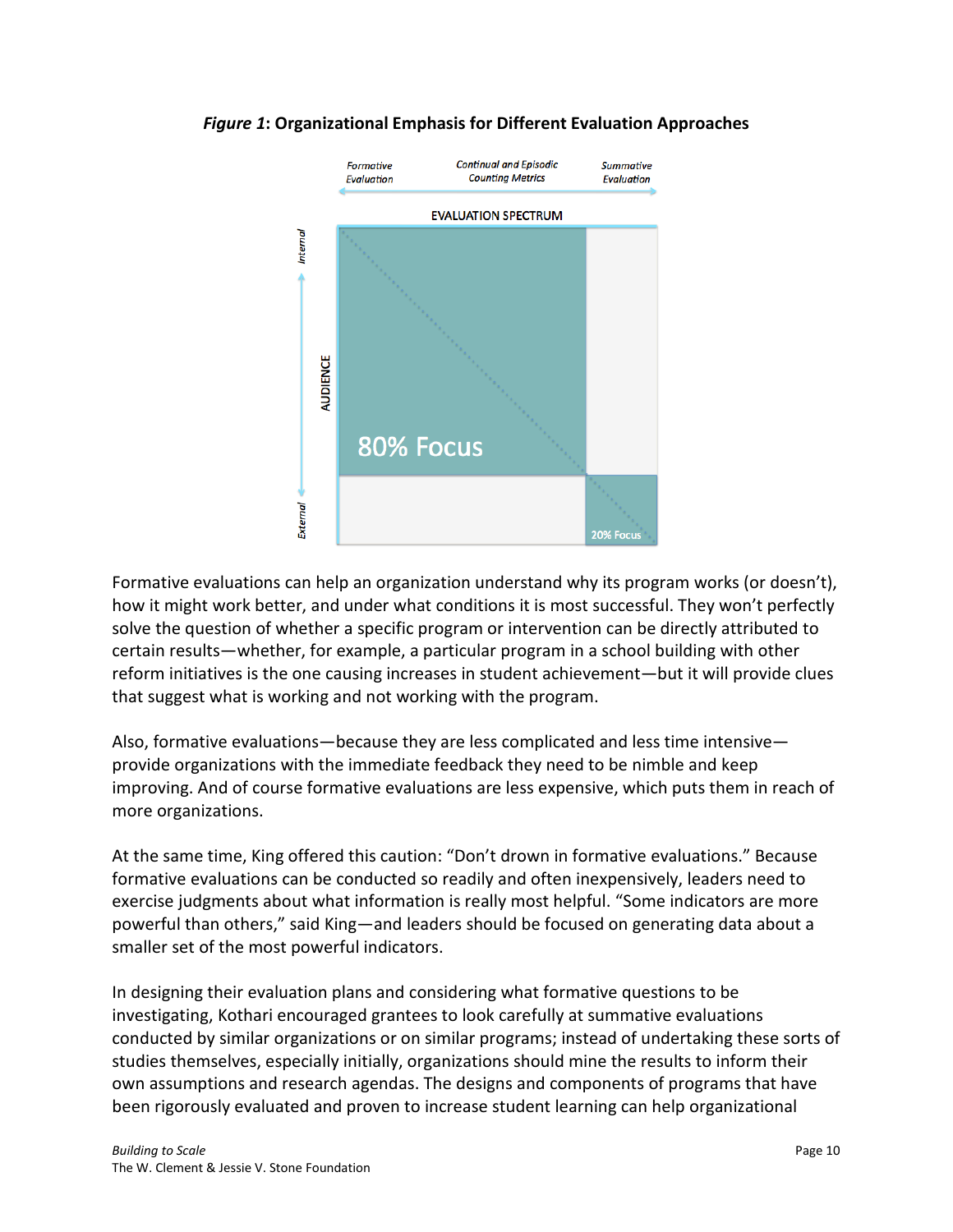***Figure 1*: Organizational Emphasis for Different Evaluation Approaches**

Formative evaluations can help an organization understand why its program works (or doesn't), how it might work better, and under what conditions it is most successful. They won't perfectly solve the question of whether a specific program or intervention can be directly attributed to certain results—whether, for example, a particular program in a school building with other reform initiatives is the one causing increases in student achievement—but it will provide clues that suggest what is working and not working with the program.

Also, formative evaluations—because they are less complicated and less time intensive—provide organizations with the immediate feedback they need to be nimble and keep improving. And of course formative evaluations are less expensive, which puts them in reach of more organizations.

At the same time, King offered this caution: "Don't drown in formative evaluations." Because formative evaluations can be conducted so readily and often inexpensively, leaders need to exercise judgments about what information is really most helpful. "Some indicators are more powerful than others," said King—and leaders should be focused on generating data about a smaller set of the most powerful indicators.

In designing their evaluation plans and considering what formative questions to be investigating, Kothari encouraged grantees to look carefully at summative evaluations conducted by similar organizations or on similar programs; instead of undertaking these sorts of studies themselves, especially initially, organizations should mine the results to inform their own assumptions and research agendas. The designs and components of programs that have been rigorously evaluated and proven to increase student learning can help organizational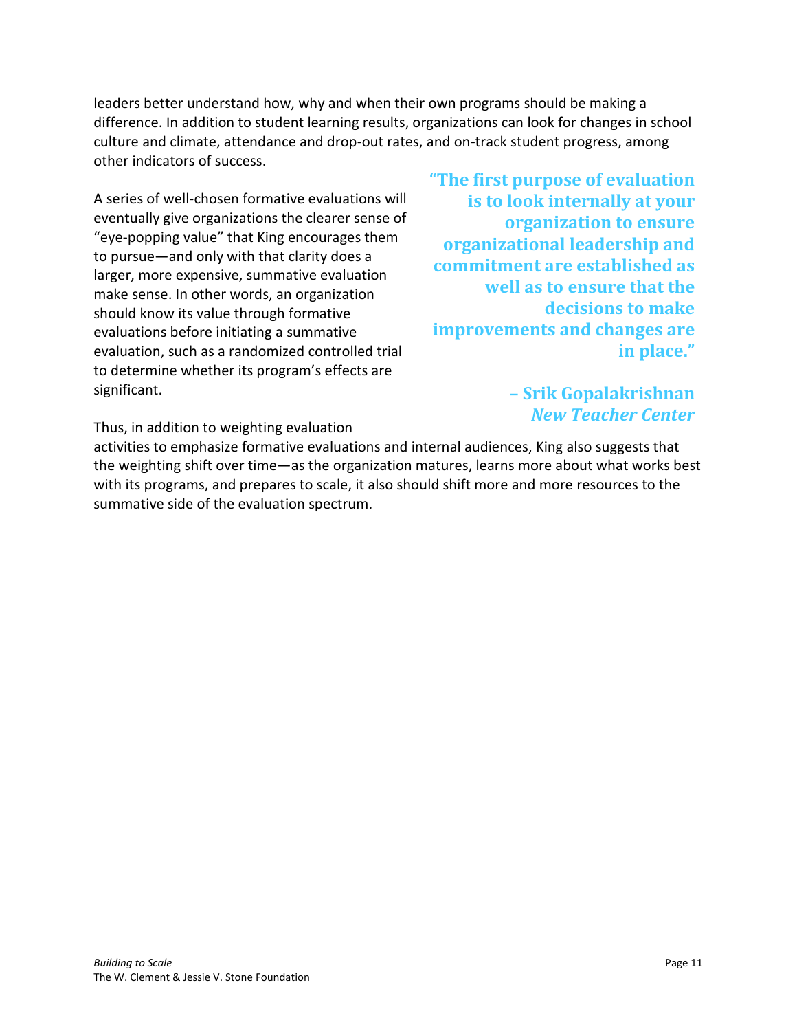leaders better understand how, why and when their own programs should be making a difference. In addition to student learning results, organizations can look for changes in school culture and climate, attendance and drop-out rates, and on-track student progress, among other indicators of success.

A series of well-chosen formative evaluations will eventually give organizations the clearer sense of "eye-popping value" that King encourages them to pursue—and only with that clarity does a larger, more expensive, summative evaluation make sense. In other words, an organization should know its value through formative evaluations before initiating a summative evaluation, such as a randomized controlled trial to determine whether its program's effects are significant.

> **"The first purpose of evaluation is to look internally at your organization to ensure organizational leadership and commitment are established as well as to ensure that the decisions to make improvements and changes are in place."**
>
> **– Srik Gopalakrishnan**
> ***New Teacher Center***

Thus, in addition to weighting evaluation activities to emphasize formative evaluations and internal audiences, King also suggests that the weighting shift over time—as the organization matures, learns more about what works best with its programs, and prepares to scale, it also should shift more and more resources to the summative side of the evaluation spectrum.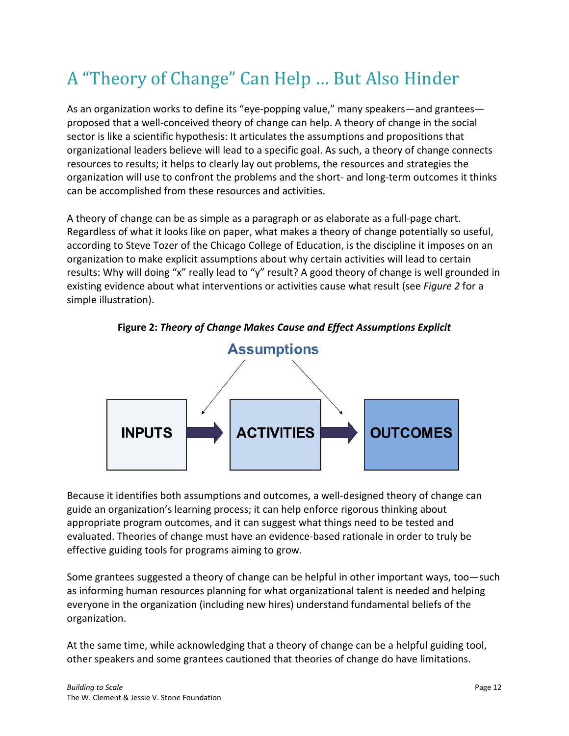# A "Theory of Change" Can Help … But Also Hinder

As an organization works to define its "eye-popping value," many speakers—and grantees—proposed that a well-conceived theory of change can help. A theory of change in the social sector is like a scientific hypothesis: It articulates the assumptions and propositions that organizational leaders believe will lead to a specific goal. As such, a theory of change connects resources to results; it helps to clearly lay out problems, the resources and strategies the organization will use to confront the problems and the short- and long-term outcomes it thinks can be accomplished from these resources and activities.

A theory of change can be as simple as a paragraph or as elaborate as a full-page chart. Regardless of what it looks like on paper, what makes a theory of change potentially so useful, according to Steve Tozer of the Chicago College of Education, is the discipline it imposes on an organization to make explicit assumptions about why certain activities will lead to certain results: Why will doing "x" really lead to "y" result? A good theory of change is well grounded in existing evidence about what interventions or activities cause what result (see *Figure 2* for a simple illustration).

**Figure 2:** ***Theory of Change Makes Cause and Effect Assumptions Explicit***

Assumptions

INPUTS → ACTIVITIES → OUTCOMES

Because it identifies both assumptions and outcomes, a well-designed theory of change can guide an organization's learning process; it can help enforce rigorous thinking about appropriate program outcomes, and it can suggest what things need to be tested and evaluated. Theories of change must have an evidence-based rationale in order to truly be effective guiding tools for programs aiming to grow.

Some grantees suggested a theory of change can be helpful in other important ways, too—such as informing human resources planning for what organizational talent is needed and helping everyone in the organization (including new hires) understand fundamental beliefs of the organization.

At the same time, while acknowledging that a theory of change can be a helpful guiding tool, other speakers and some grantees cautioned that theories of change do have limitations.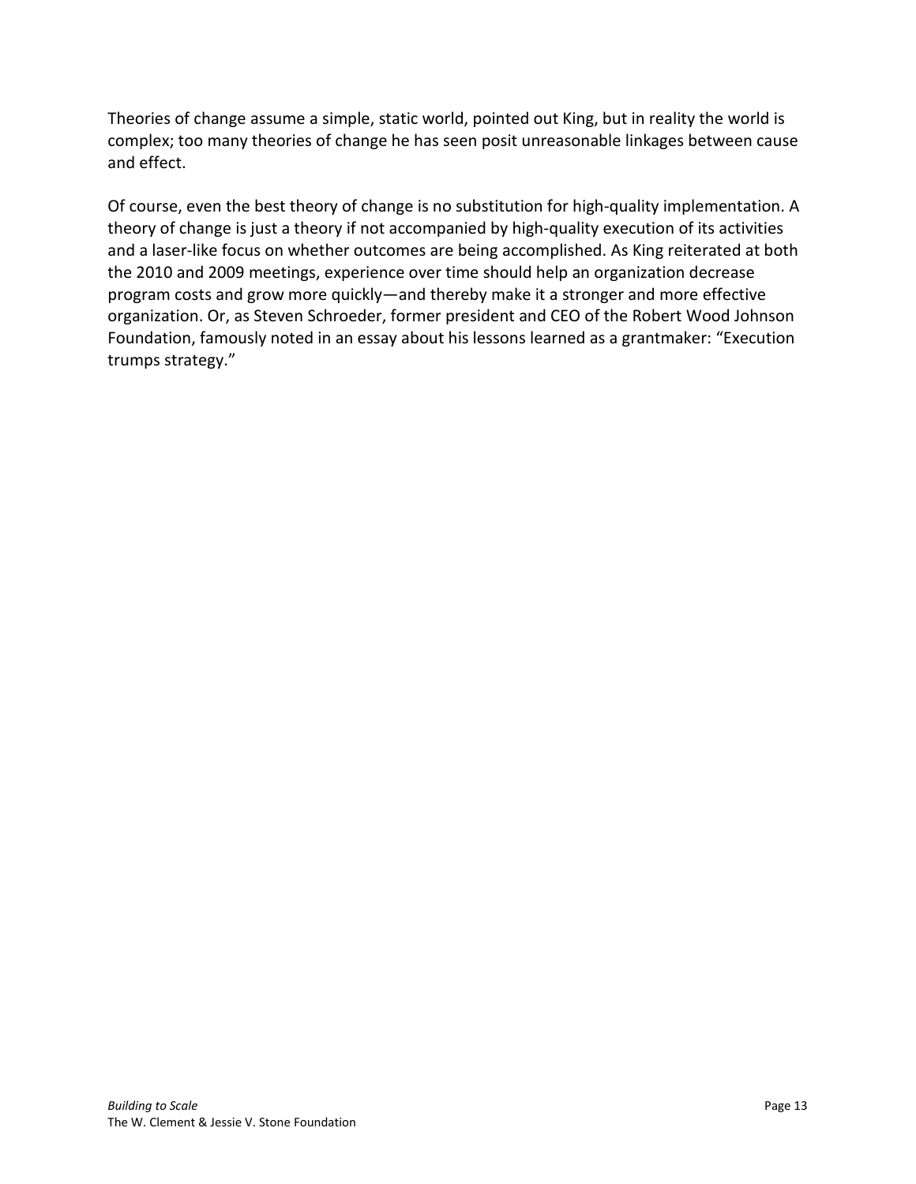Theories of change assume a simple, static world, pointed out King, but in reality the world is complex; too many theories of change he has seen posit unreasonable linkages between cause and effect.

Of course, even the best theory of change is no substitution for high-quality implementation. A theory of change is just a theory if not accompanied by high-quality execution of its activities and a laser-like focus on whether outcomes are being accomplished. As King reiterated at both the 2010 and 2009 meetings, experience over time should help an organization decrease program costs and grow more quickly—and thereby make it a stronger and more effective organization. Or, as Steven Schroeder, former president and CEO of the Robert Wood Johnson Foundation, famously noted in an essay about his lessons learned as a grantmaker: "Execution trumps strategy."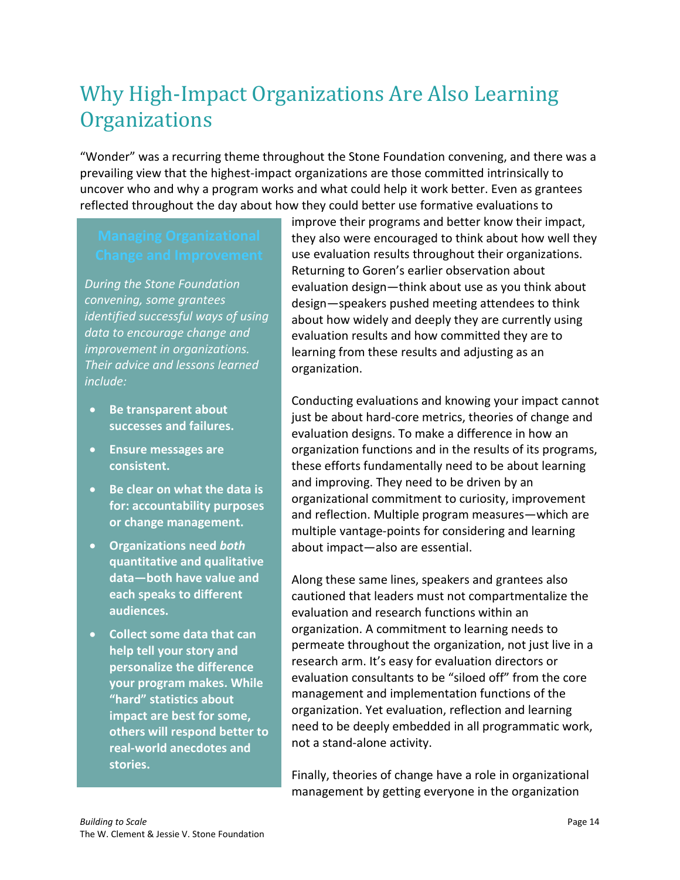# Why High-Impact Organizations Are Also Learning Organizations

"Wonder" was a recurring theme throughout the Stone Foundation convening, and there was a prevailing view that the highest-impact organizations are those committed intrinsically to uncover who and why a program works and what could help it work better. Even as grantees reflected throughout the day about how they could better use formative evaluations to improve their programs and better know their impact, they also were encouraged to think about how well they use evaluation results throughout their organizations. Returning to Goren's earlier observation about evaluation design—think about use as you think about design—speakers pushed meeting attendees to think about how widely and deeply they are currently using evaluation results and how committed they are to learning from these results and adjusting as an organization.

Conducting evaluations and knowing your impact cannot just be about hard-core metrics, theories of change and evaluation designs. To make a difference in how an organization functions and in the results of its programs, these efforts fundamentally need to be about learning and improving. They need to be driven by an organizational commitment to curiosity, improvement and reflection. Multiple program measures—which are multiple vantage-points for considering and learning about impact—also are essential.

Along these same lines, speakers and grantees also cautioned that leaders must not compartmentalize the evaluation and research functions within an organization. A commitment to learning needs to permeate throughout the organization, not just live in a research arm. It's easy for evaluation directors or evaluation consultants to be "siloed off" from the core management and implementation functions of the organization. Yet evaluation, reflection and learning need to be deeply embedded in all programmatic work, not a stand-alone activity.

Finally, theories of change have a role in organizational management by getting everyone in the organization

## Managing Organizational Change and Improvement

*During the Stone Foundation convening, some grantees identified successful ways of using data to encourage change and improvement in organizations. Their advice and lessons learned include:*

- **Be transparent about successes and failures.**
- **Ensure messages are consistent.**
- **Be clear on what the data is for: accountability purposes or change management.**
- **Organizations need *both* quantitative and qualitative data—both have value and each speaks to different audiences.**
- **Collect some data that can help tell your story and personalize the difference your program makes. While "hard" statistics about impact are best for some, others will respond better to real-world anecdotes and stories.**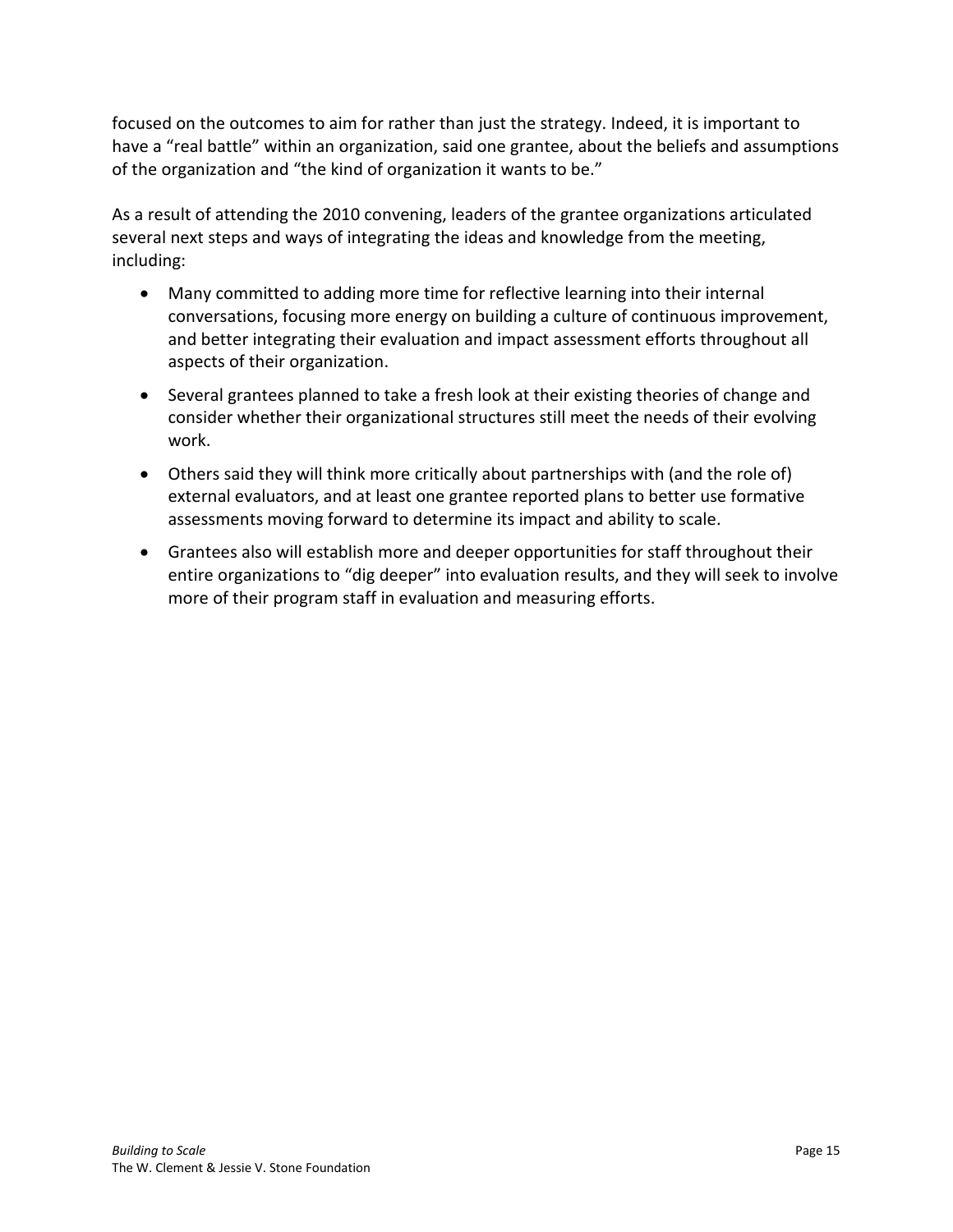focused on the outcomes to aim for rather than just the strategy. Indeed, it is important to have a "real battle" within an organization, said one grantee, about the beliefs and assumptions of the organization and "the kind of organization it wants to be."

As a result of attending the 2010 convening, leaders of the grantee organizations articulated several next steps and ways of integrating the ideas and knowledge from the meeting, including:

- Many committed to adding more time for reflective learning into their internal conversations, focusing more energy on building a culture of continuous improvement, and better integrating their evaluation and impact assessment efforts throughout all aspects of their organization.
- Several grantees planned to take a fresh look at their existing theories of change and consider whether their organizational structures still meet the needs of their evolving work.
- Others said they will think more critically about partnerships with (and the role of) external evaluators, and at least one grantee reported plans to better use formative assessments moving forward to determine its impact and ability to scale.
- Grantees also will establish more and deeper opportunities for staff throughout their entire organizations to "dig deeper" into evaluation results, and they will seek to involve more of their program staff in evaluation and measuring efforts.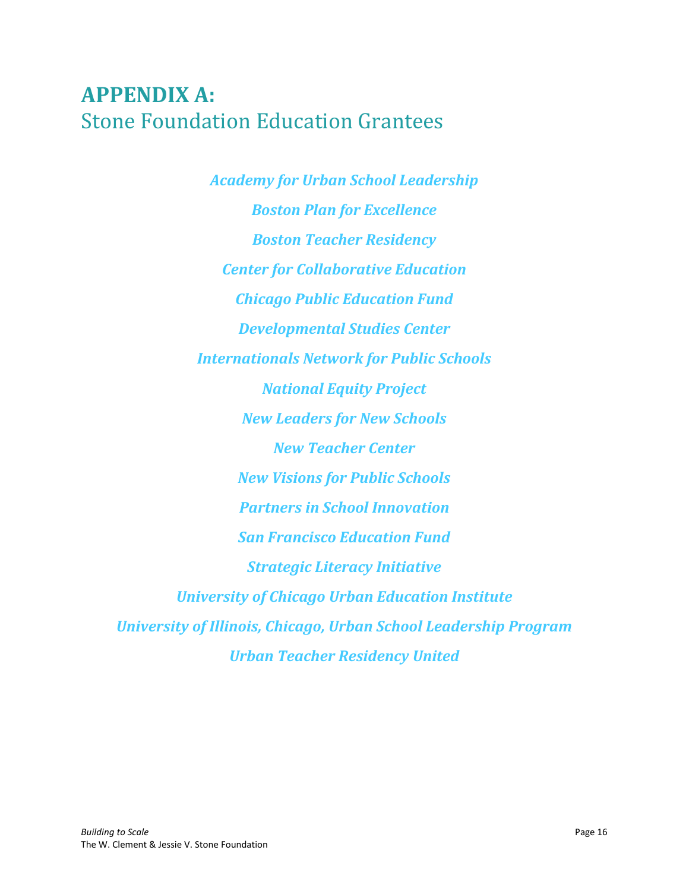# APPENDIX A:
## Stone Foundation Education Grantees

*Academy for Urban School Leadership*

*Boston Plan for Excellence*

*Boston Teacher Residency*

*Center for Collaborative Education*

*Chicago Public Education Fund*

*Developmental Studies Center*

*Internationals Network for Public Schools*

*National Equity Project*

*New Leaders for New Schools*

*New Teacher Center*

*New Visions for Public Schools*

*Partners in School Innovation*

*San Francisco Education Fund*

*Strategic Literacy Initiative*

*University of Chicago Urban Education Institute*

*University of Illinois, Chicago, Urban School Leadership Program*

*Urban Teacher Residency United*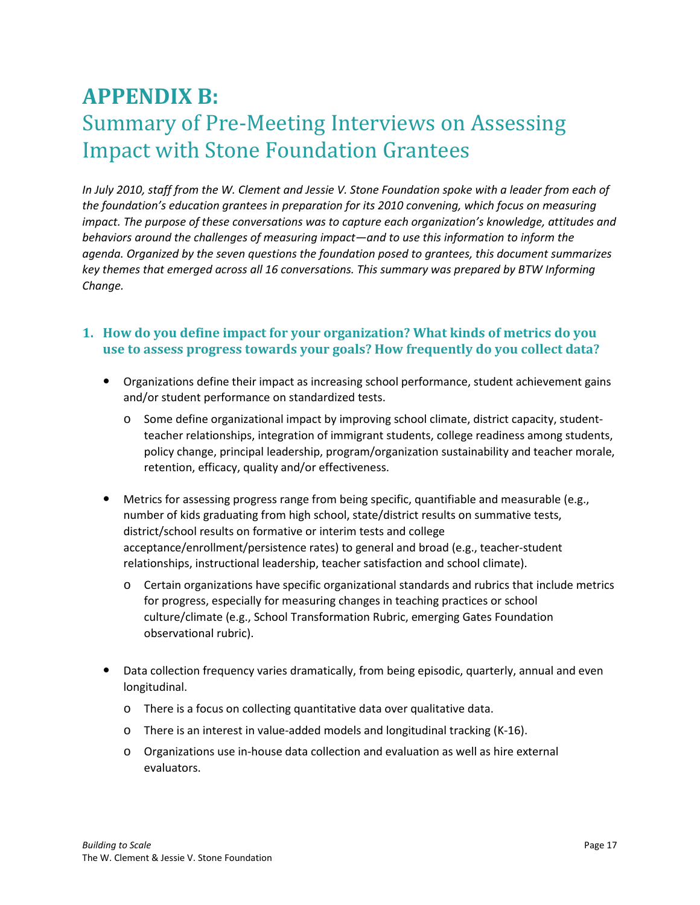# APPENDIX B:
## Summary of Pre-Meeting Interviews on Assessing Impact with Stone Foundation Grantees

*In July 2010, staff from the W. Clement and Jessie V. Stone Foundation spoke with a leader from each of the foundation's education grantees in preparation for its 2010 convening, which focus on measuring impact. The purpose of these conversations was to capture each organization's knowledge, attitudes and behaviors around the challenges of measuring impact—and to use this information to inform the agenda. Organized by the seven questions the foundation posed to grantees, this document summarizes key themes that emerged across all 16 conversations. This summary was prepared by BTW Informing Change.*

### 1. How do you define impact for your organization? What kinds of metrics do you use to assess progress towards your goals? How frequently do you collect data?

- Organizations define their impact as increasing school performance, student achievement gains and/or student performance on standardized tests.
  - Some define organizational impact by improving school climate, district capacity, student-teacher relationships, integration of immigrant students, college readiness among students, policy change, principal leadership, program/organization sustainability and teacher morale, retention, efficacy, quality and/or effectiveness.
- Metrics for assessing progress range from being specific, quantifiable and measurable (e.g., number of kids graduating from high school, state/district results on summative tests, district/school results on formative or interim tests and college acceptance/enrollment/persistence rates) to general and broad (e.g., teacher-student relationships, instructional leadership, teacher satisfaction and school climate).
  - Certain organizations have specific organizational standards and rubrics that include metrics for progress, especially for measuring changes in teaching practices or school culture/climate (e.g., School Transformation Rubric, emerging Gates Foundation observational rubric).
- Data collection frequency varies dramatically, from being episodic, quarterly, annual and even longitudinal.
  - There is a focus on collecting quantitative data over qualitative data.
  - There is an interest in value-added models and longitudinal tracking (K-16).
  - Organizations use in-house data collection and evaluation as well as hire external evaluators.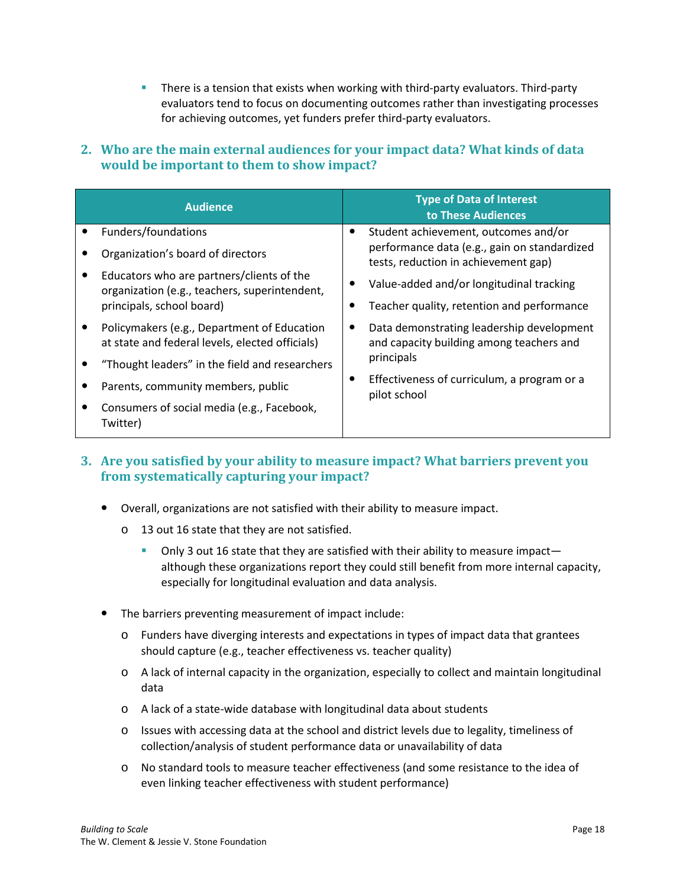- There is a tension that exists when working with third-party evaluators. Third-party evaluators tend to focus on documenting outcomes rather than investigating processes for achieving outcomes, yet funders prefer third-party evaluators.

### 2. Who are the main external audiences for your impact data? What kinds of data would be important to them to show impact?

| Audience | Type of Data of Interest to These Audiences |
|---|---|
| • Funders/foundations<br>• Organization's board of directors<br>• Educators who are partners/clients of the organization (e.g., teachers, superintendent, principals, school board)<br>• Policymakers (e.g., Department of Education at state and federal levels, elected officials)<br>• "Thought leaders" in the field and researchers<br>• Parents, community members, public<br>• Consumers of social media (e.g., Facebook, Twitter) | • Student achievement, outcomes and/or performance data (e.g., gain on standardized tests, reduction in achievement gap)<br>• Value-added and/or longitudinal tracking<br>• Teacher quality, retention and performance<br>• Data demonstrating leadership development and capacity building among teachers and principals<br>• Effectiveness of curriculum, a program or a pilot school |

### 3. Are you satisfied by your ability to measure impact? What barriers prevent you from systematically capturing your impact?

- Overall, organizations are not satisfied with their ability to measure impact.
  - 13 out 16 state that they are not satisfied.
    - Only 3 out 16 state that they are satisfied with their ability to measure impact—although these organizations report they could still benefit from more internal capacity, especially for longitudinal evaluation and data analysis.
- The barriers preventing measurement of impact include:
  - Funders have diverging interests and expectations in types of impact data that grantees should capture (e.g., teacher effectiveness vs. teacher quality)
  - A lack of internal capacity in the organization, especially to collect and maintain longitudinal data
  - A lack of a state-wide database with longitudinal data about students
  - Issues with accessing data at the school and district levels due to legality, timeliness of collection/analysis of student performance data or unavailability of data
  - No standard tools to measure teacher effectiveness (and some resistance to the idea of even linking teacher effectiveness with student performance)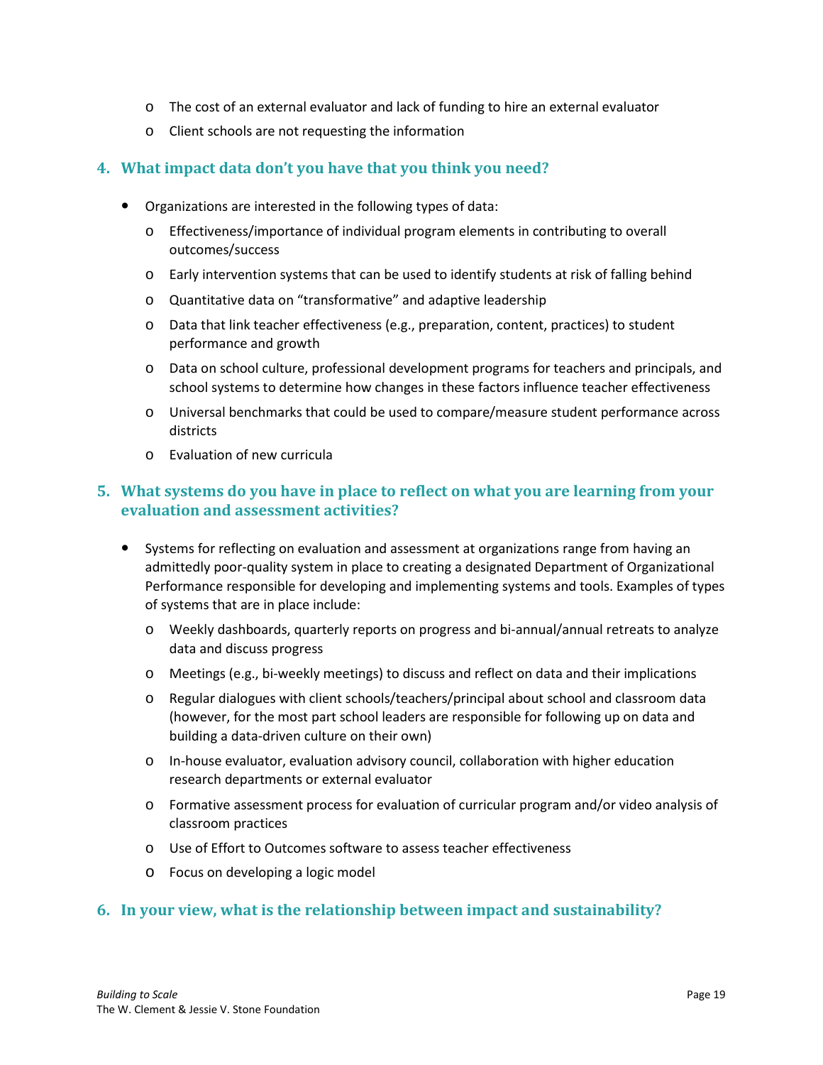- The cost of an external evaluator and lack of funding to hire an external evaluator
  - Client schools are not requesting the information

### 4. What impact data don't you have that you think you need?

- Organizations are interested in the following types of data:
  - Effectiveness/importance of individual program elements in contributing to overall outcomes/success
  - Early intervention systems that can be used to identify students at risk of falling behind
  - Quantitative data on "transformative" and adaptive leadership
  - Data that link teacher effectiveness (e.g., preparation, content, practices) to student performance and growth
  - Data on school culture, professional development programs for teachers and principals, and school systems to determine how changes in these factors influence teacher effectiveness
  - Universal benchmarks that could be used to compare/measure student performance across districts
  - Evaluation of new curricula

### 5. What systems do you have in place to reflect on what you are learning from your evaluation and assessment activities?

- Systems for reflecting on evaluation and assessment at organizations range from having an admittedly poor-quality system in place to creating a designated Department of Organizational Performance responsible for developing and implementing systems and tools. Examples of types of systems that are in place include:
  - Weekly dashboards, quarterly reports on progress and bi-annual/annual retreats to analyze data and discuss progress
  - Meetings (e.g., bi-weekly meetings) to discuss and reflect on data and their implications
  - Regular dialogues with client schools/teachers/principal about school and classroom data (however, for the most part school leaders are responsible for following up on data and building a data-driven culture on their own)
  - In-house evaluator, evaluation advisory council, collaboration with higher education research departments or external evaluator
  - Formative assessment process for evaluation of curricular program and/or video analysis of classroom practices
  - Use of Effort to Outcomes software to assess teacher effectiveness
  - Focus on developing a logic model

### 6. In your view, what is the relationship between impact and sustainability?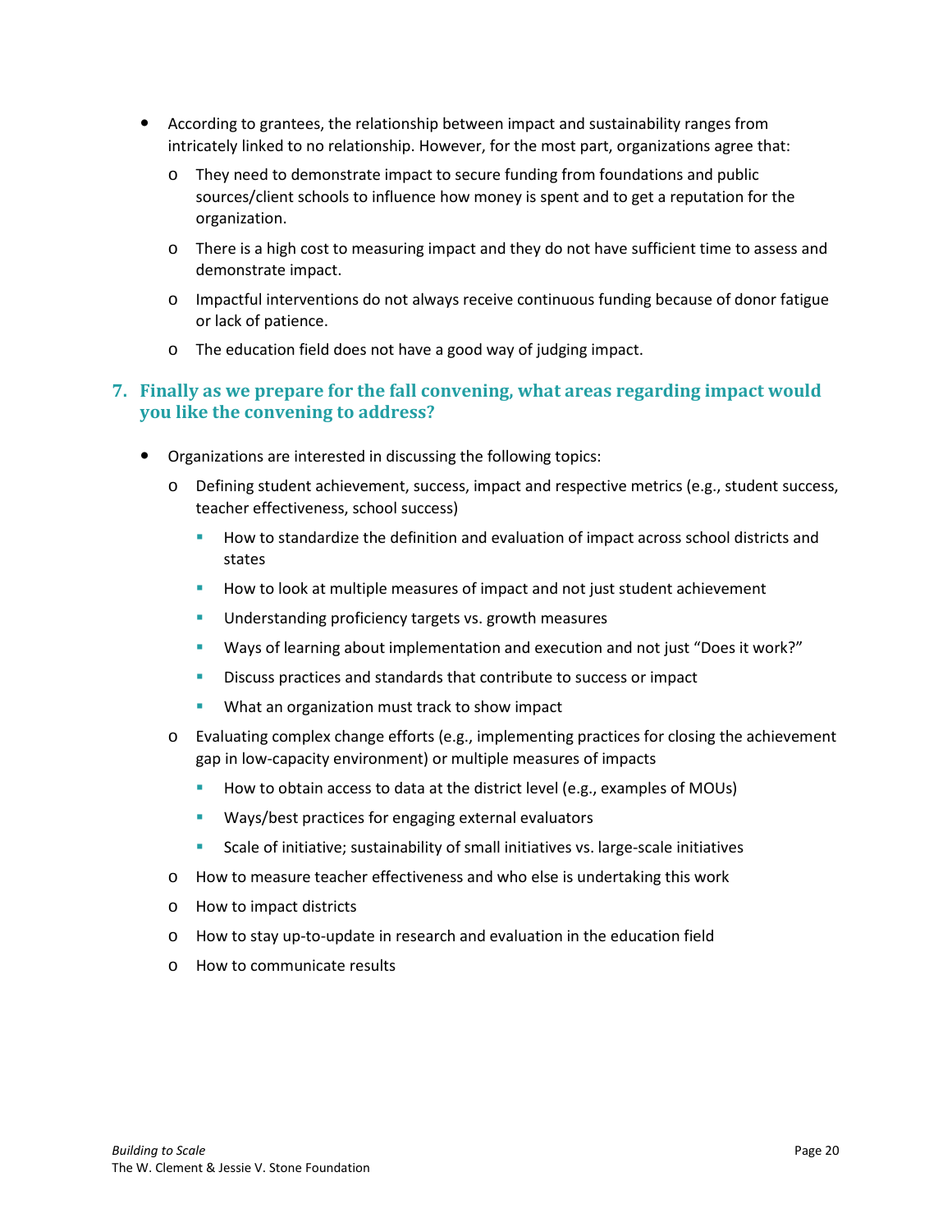- According to grantees, the relationship between impact and sustainability ranges from intricately linked to no relationship. However, for the most part, organizations agree that:
  - They need to demonstrate impact to secure funding from foundations and public sources/client schools to influence how money is spent and to get a reputation for the organization.
  - There is a high cost to measuring impact and they do not have sufficient time to assess and demonstrate impact.
  - Impactful interventions do not always receive continuous funding because of donor fatigue or lack of patience.
  - The education field does not have a good way of judging impact.

### 7. Finally as we prepare for the fall convening, what areas regarding impact would you like the convening to address?

- Organizations are interested in discussing the following topics:
  - Defining student achievement, success, impact and respective metrics (e.g., student success, teacher effectiveness, school success)
    - How to standardize the definition and evaluation of impact across school districts and states
    - How to look at multiple measures of impact and not just student achievement
    - Understanding proficiency targets vs. growth measures
    - Ways of learning about implementation and execution and not just "Does it work?"
    - Discuss practices and standards that contribute to success or impact
    - What an organization must track to show impact
  - Evaluating complex change efforts (e.g., implementing practices for closing the achievement gap in low-capacity environment) or multiple measures of impacts
    - How to obtain access to data at the district level (e.g., examples of MOUs)
    - Ways/best practices for engaging external evaluators
    - Scale of initiative; sustainability of small initiatives vs. large-scale initiatives
  - How to measure teacher effectiveness and who else is undertaking this work
  - How to impact districts
  - How to stay up-to-update in research and evaluation in the education field
  - How to communicate results